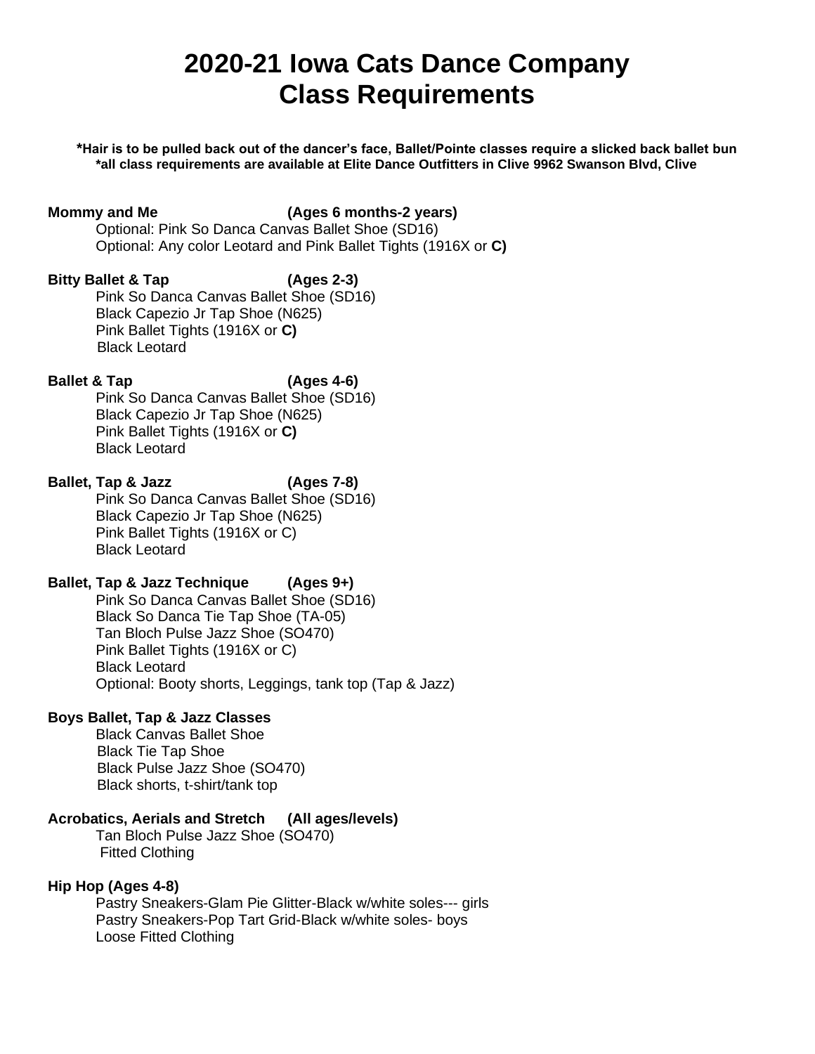# 2020-21 Iowa Cats Dance Company
# Class Requirements

**\*Hair is to be pulled back out of the dancer's face, Ballet/Pointe classes require a slicked back ballet bun**
**\*all class requirements are available at Elite Dance Outfitters in Clive 9962 Swanson Blvd, Clive**

**Mommy and Me (Ages 6 months-2 years)**

Optional: Pink So Danca Canvas Ballet Shoe (SD16)
Optional: Any color Leotard and Pink Ballet Tights (1916X or **C)**

**Bitty Ballet & Tap (Ages 2-3)**

Pink So Danca Canvas Ballet Shoe (SD16)
Black Capezio Jr Tap Shoe (N625)
Pink Ballet Tights (1916X or **C)**
Black Leotard

**Ballet & Tap (Ages 4-6)**

Pink So Danca Canvas Ballet Shoe (SD16)
Black Capezio Jr Tap Shoe (N625)
Pink Ballet Tights (1916X or **C)**
Black Leotard

**Ballet, Tap & Jazz (Ages 7-8)**

Pink So Danca Canvas Ballet Shoe (SD16)
Black Capezio Jr Tap Shoe (N625)
Pink Ballet Tights (1916X or C)
Black Leotard

**Ballet, Tap & Jazz Technique (Ages 9+)**

Pink So Danca Canvas Ballet Shoe (SD16)
Black So Danca Tie Tap Shoe (TA-05)
Tan Bloch Pulse Jazz Shoe (SO470)
Pink Ballet Tights (1916X or C)
Black Leotard
Optional: Booty shorts, Leggings, tank top (Tap & Jazz)

**Boys Ballet, Tap & Jazz Classes**

Black Canvas Ballet Shoe
Black Tie Tap Shoe
Black Pulse Jazz Shoe (SO470)
Black shorts, t-shirt/tank top

**Acrobatics, Aerials and Stretch (All ages/levels)**

Tan Bloch Pulse Jazz Shoe (SO470)
Fitted Clothing

**Hip Hop (Ages 4-8)**

Pastry Sneakers-Glam Pie Glitter-Black w/white soles--- girls
Pastry Sneakers-Pop Tart Grid-Black w/white soles- boys
Loose Fitted Clothing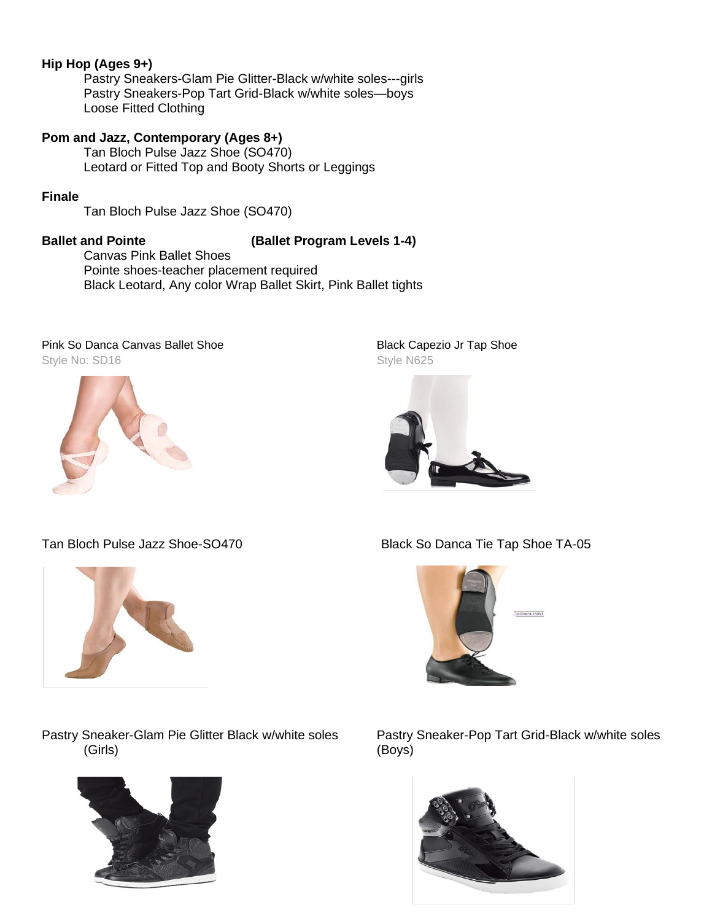**Hip Hop (Ages 9+)**

Pastry Sneakers-Glam Pie Glitter-Black w/white soles---girls
Pastry Sneakers-Pop Tart Grid-Black w/white soles—boys
Loose Fitted Clothing

**Pom and Jazz, Contemporary (Ages 8+)**

Tan Bloch Pulse Jazz Shoe (SO470)
Leotard or Fitted Top and Booty Shorts or Leggings

**Finale**

Tan Bloch Pulse Jazz Shoe (SO470)

**Ballet and Pointe** **(Ballet Program Levels 1-4)**

Canvas Pink Ballet Shoes
Pointe shoes-teacher placement required
Black Leotard, Any color Wrap Ballet Skirt, Pink Ballet tights

Pink So Danca Canvas Ballet Shoe
Style No: SD16

Black Capezio Jr Tap Shoe
Style N625

Tan Bloch Pulse Jazz Shoe-SO470

Black So Danca Tie Tap Shoe TA-05

Pastry Sneaker-Glam Pie Glitter Black w/white soles (Girls)

Pastry Sneaker-Pop Tart Grid-Black w/white soles (Boys)